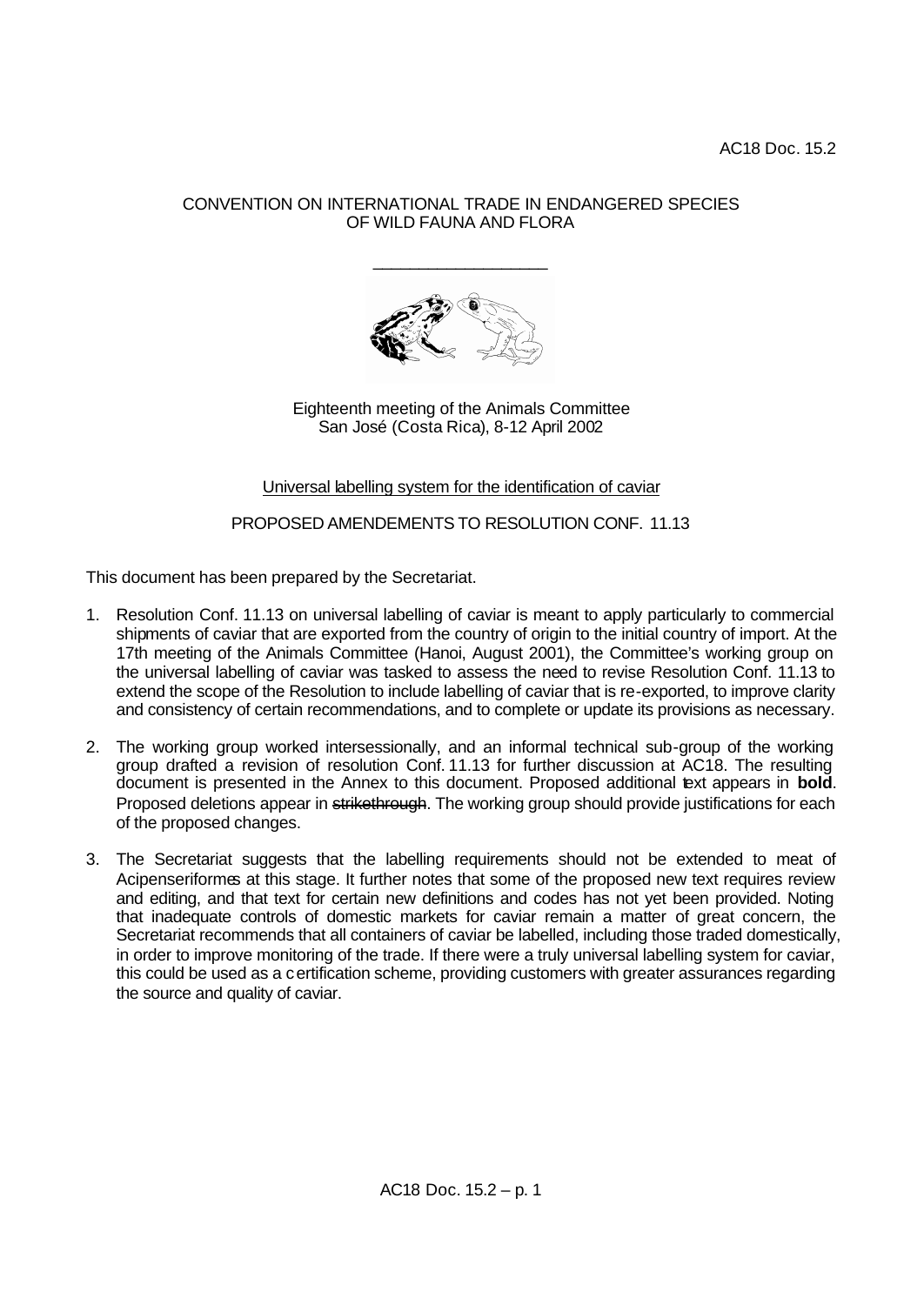AC18 Doc. 15.2

CONVENTION ON INTERNATIONAL TRADE IN ENDANGERED SPECIES
OF WILD FAUNA AND FLORA

\_\_\_\_\_\_\_\_\_\_\_\_\_\_\_\_\_\_\_\_

Eighteenth meeting of the Animals Committee
San José (Costa Rica), 8-12 April 2002

Universal labelling system for the identification of caviar

PROPOSED AMENDEMENTS TO RESOLUTION CONF. 11.13

This document has been prepared by the Secretariat.

1. Resolution Conf. 11.13 on universal labelling of caviar is meant to apply particularly to commercial shipments of caviar that are exported from the country of origin to the initial country of import. At the 17th meeting of the Animals Committee (Hanoi, August 2001), the Committee's working group on the universal labelling of caviar was tasked to assess the need to revise Resolution Conf. 11.13 to extend the scope of the Resolution to include labelling of caviar that is re-exported, to improve clarity and consistency of certain recommendations, and to complete or update its provisions as necessary.

2. The working group worked intersessionally, and an informal technical sub-group of the working group drafted a revision of resolution Conf. 11.13 for further discussion at AC18. The resulting document is presented in the Annex to this document. Proposed additional text appears in **bold**. Proposed deletions appear in ~~strikethrough~~. The working group should provide justifications for each of the proposed changes.

3. The Secretariat suggests that the labelling requirements should not be extended to meat of Acipenseriformes at this stage. It further notes that some of the proposed new text requires review and editing, and that text for certain new definitions and codes has not yet been provided. Noting that inadequate controls of domestic markets for caviar remain a matter of great concern, the Secretariat recommends that all containers of caviar be labelled, including those traded domestically, in order to improve monitoring of the trade. If there were a truly universal labelling system for caviar, this could be used as a certification scheme, providing customers with greater assurances regarding the source and quality of caviar.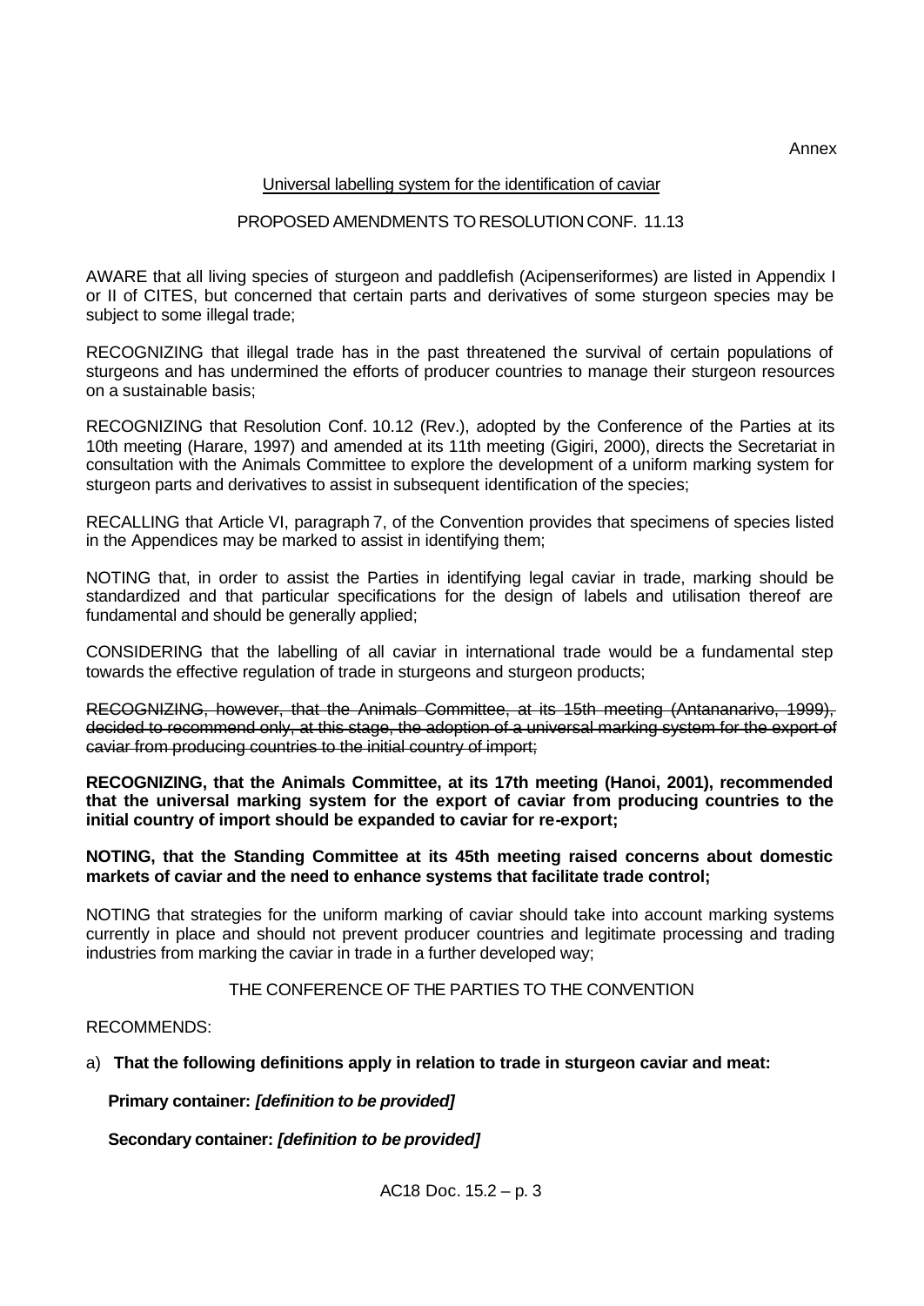Annex

Universal labelling system for the identification of caviar

PROPOSED AMENDMENTS TO RESOLUTION CONF. 11.13

AWARE that all living species of sturgeon and paddlefish (Acipenseriformes) are listed in Appendix I or II of CITES, but concerned that certain parts and derivatives of some sturgeon species may be subject to some illegal trade;

RECOGNIZING that illegal trade has in the past threatened the survival of certain populations of sturgeons and has undermined the efforts of producer countries to manage their sturgeon resources on a sustainable basis;

RECOGNIZING that Resolution Conf. 10.12 (Rev.), adopted by the Conference of the Parties at its 10th meeting (Harare, 1997) and amended at its 11th meeting (Gigiri, 2000), directs the Secretariat in consultation with the Animals Committee to explore the development of a uniform marking system for sturgeon parts and derivatives to assist in subsequent identification of the species;

RECALLING that Article VI, paragraph 7, of the Convention provides that specimens of species listed in the Appendices may be marked to assist in identifying them;

NOTING that, in order to assist the Parties in identifying legal caviar in trade, marking should be standardized and that particular specifications for the design of labels and utilisation thereof are fundamental and should be generally applied;

CONSIDERING that the labelling of all caviar in international trade would be a fundamental step towards the effective regulation of trade in sturgeons and sturgeon products;

~~RECOGNIZING, however, that the Animals Committee, at its 15th meeting (Antananarivo, 1999), decided to recommend only, at this stage, the adoption of a universal marking system for the export of caviar from producing countries to the initial country of import;~~

**RECOGNIZING, that the Animals Committee, at its 17th meeting (Hanoi, 2001), recommended that the universal marking system for the export of caviar from producing countries to the initial country of import should be expanded to caviar for re-export;**

**NOTING, that the Standing Committee at its 45th meeting raised concerns about domestic markets of caviar and the need to enhance systems that facilitate trade control;**

NOTING that strategies for the uniform marking of caviar should take into account marking systems currently in place and should not prevent producer countries and legitimate processing and trading industries from marking the caviar in trade in a further developed way;

THE CONFERENCE OF THE PARTIES TO THE CONVENTION

RECOMMENDS:

a) **That the following definitions apply in relation to trade in sturgeon caviar and meat:**

**Primary container:** ***[definition to be provided]***

**Secondary container:** ***[definition to be provided]***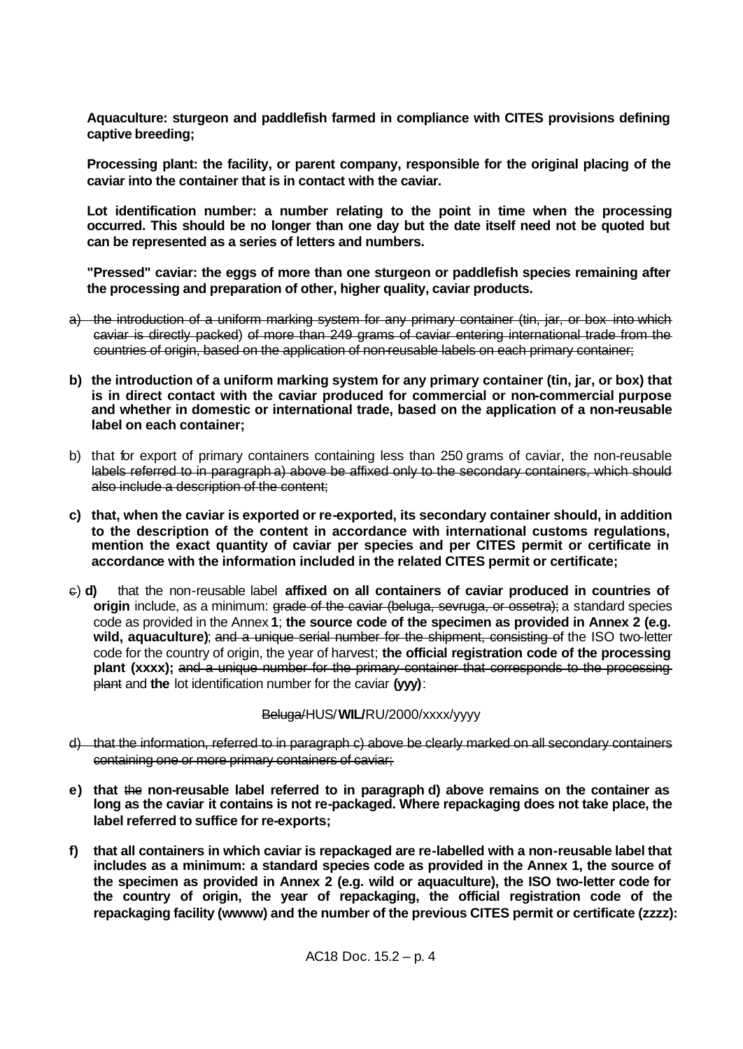**Aquaculture: sturgeon and paddlefish farmed in compliance with CITES provisions defining captive breeding;**

**Processing plant: the facility, or parent company, responsible for the original placing of the caviar into the container that is in contact with the caviar.**

**Lot identification number: a number relating to the point in time when the processing occurred. This should be no longer than one day but the date itself need not be quoted but can be represented as a series of letters and numbers.**

**"Pressed" caviar: the eggs of more than one sturgeon or paddlefish species remaining after the processing and preparation of other, higher quality, caviar products.**

~~a) the introduction of a uniform marking system for any primary container (tin, jar, or box into which caviar is directly packed) of more than 249 grams of caviar entering international trade from the countries of origin, based on the application of non-reusable labels on each primary container;~~

**b) the introduction of a uniform marking system for any primary container (tin, jar, or box) that is in direct contact with the caviar produced for commercial or non-commercial purpose and whether in domestic or international trade, based on the application of a non-reusable label on each container;**

~~b) that for export of primary containers containing less than 250 grams of caviar, the non-reusable labels referred to in paragraph a) above be affixed only to the secondary containers, which should also include a description of the content;~~

**c) that, when the caviar is exported or re-exported, its secondary container should, in addition to the description of the content in accordance with international customs regulations, mention the exact quantity of caviar per species and per CITES permit or certificate in accordance with the information included in the related CITES permit or certificate;**

~~c)~~ **d)** that the non-reusable label **affixed on all containers of caviar produced in countries of origin** include, as a minimum: ~~grade of the caviar (beluga, sevruga, or ossetra);~~ a standard species code as provided in the Annex **1**; **the source code of the specimen as provided in Annex 2 (e.g. wild, aquaculture)**; ~~and a unique serial number for the shipment, consisting of~~ the ISO two-letter code for the country of origin, the year of harvest; **the official registration code of the processing plant (xxxx);** ~~and a unique number for the primary container that corresponds to the processing plant~~ and **the** lot identification number for the caviar **(yyy)**:

~~Beluga/~~HUS/**WIL/**RU/2000/xxxx/yyyy

~~d) that the information, referred to in paragraph c) above be clearly marked on all secondary containers containing one or more primary containers of caviar;~~

**e) that** ~~the~~ **non-reusable label referred to in paragraph d) above remains on the container as long as the caviar it contains is not re-packaged. Where repackaging does not take place, the label referred to suffice for re-exports;**

**f) that all containers in which caviar is repackaged are re-labelled with a non-reusable label that includes as a minimum: a standard species code as provided in the Annex 1, the source of the specimen as provided in Annex 2 (e.g. wild or aquaculture), the ISO two-letter code for the country of origin, the year of repackaging, the official registration code of the repackaging facility (wwww) and the number of the previous CITES permit or certificate (zzzz):**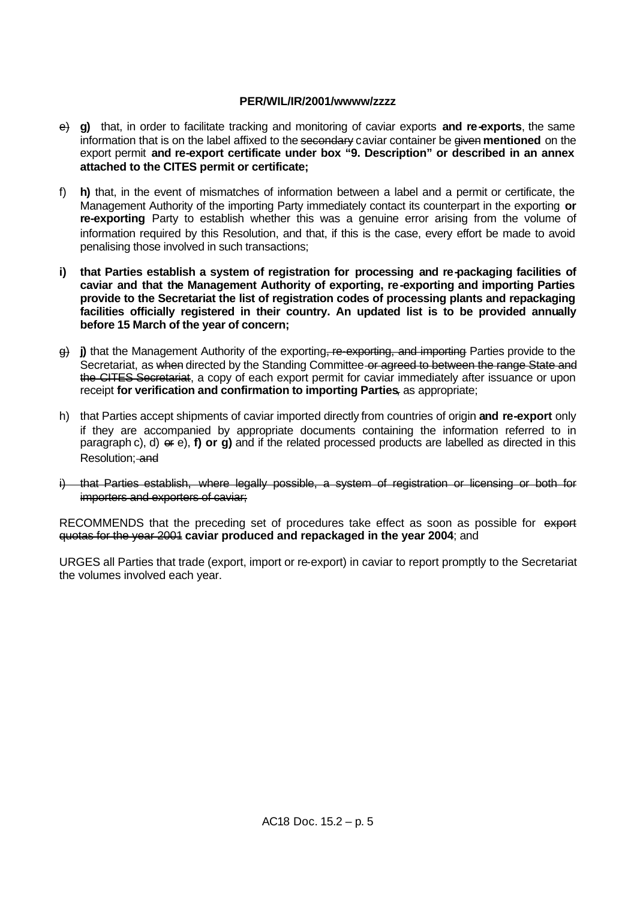**PER/WIL/IR/2001/wwww/zzzz**

- ~~e)~~ **g)** that, in order to facilitate tracking and monitoring of caviar exports **and re-exports**, the same information that is on the label affixed to the ~~secondary~~ caviar container be ~~given~~ **mentioned** on the export permit **and re-export certificate under box "9. Description" or described in an annex attached to the CITES permit or certificate;**

- f) **h)** that, in the event of mismatches of information between a label and a permit or certificate, the Management Authority of the importing Party immediately contact its counterpart in the exporting **or re-exporting** Party to establish whether this was a genuine error arising from the volume of information required by this Resolution, and that, if this is the case, every effort be made to avoid penalising those involved in such transactions;

- **i) that Parties establish a system of registration for processing and re-packaging facilities of caviar and that the Management Authority of exporting, re-exporting and importing Parties provide to the Secretariat the list of registration codes of processing plants and repackaging facilities officially registered in their country. An updated list is to be provided annually before 15 March of the year of concern;**

- ~~g)~~ **j)** that the Management Authority of the exporting~~, re-exporting, and importing~~ Parties provide to the Secretariat, as ~~when~~ directed by the Standing Committee ~~or agreed to between the range State and the CITES Secretariat~~, a copy of each export permit for caviar immediately after issuance or upon receipt **for verification and confirmation to importing Parties**~~,~~ as appropriate;

- h) that Parties accept shipments of caviar imported directly from countries of origin **and re-export** only if they are accompanied by appropriate documents containing the information referred to in paragraph c), d) ~~or~~ e), **f) or g)** and if the related processed products are labelled as directed in this Resolution;~~ and~~

- ~~i) that Parties establish, where legally possible, a system of registration or licensing or both for importers and exporters of caviar;~~

RECOMMENDS that the preceding set of procedures take effect as soon as possible for ~~export quotas for the year 2001~~ **caviar produced and repackaged in the year 2004**; and

URGES all Parties that trade (export, import or re-export) in caviar to report promptly to the Secretariat the volumes involved each year.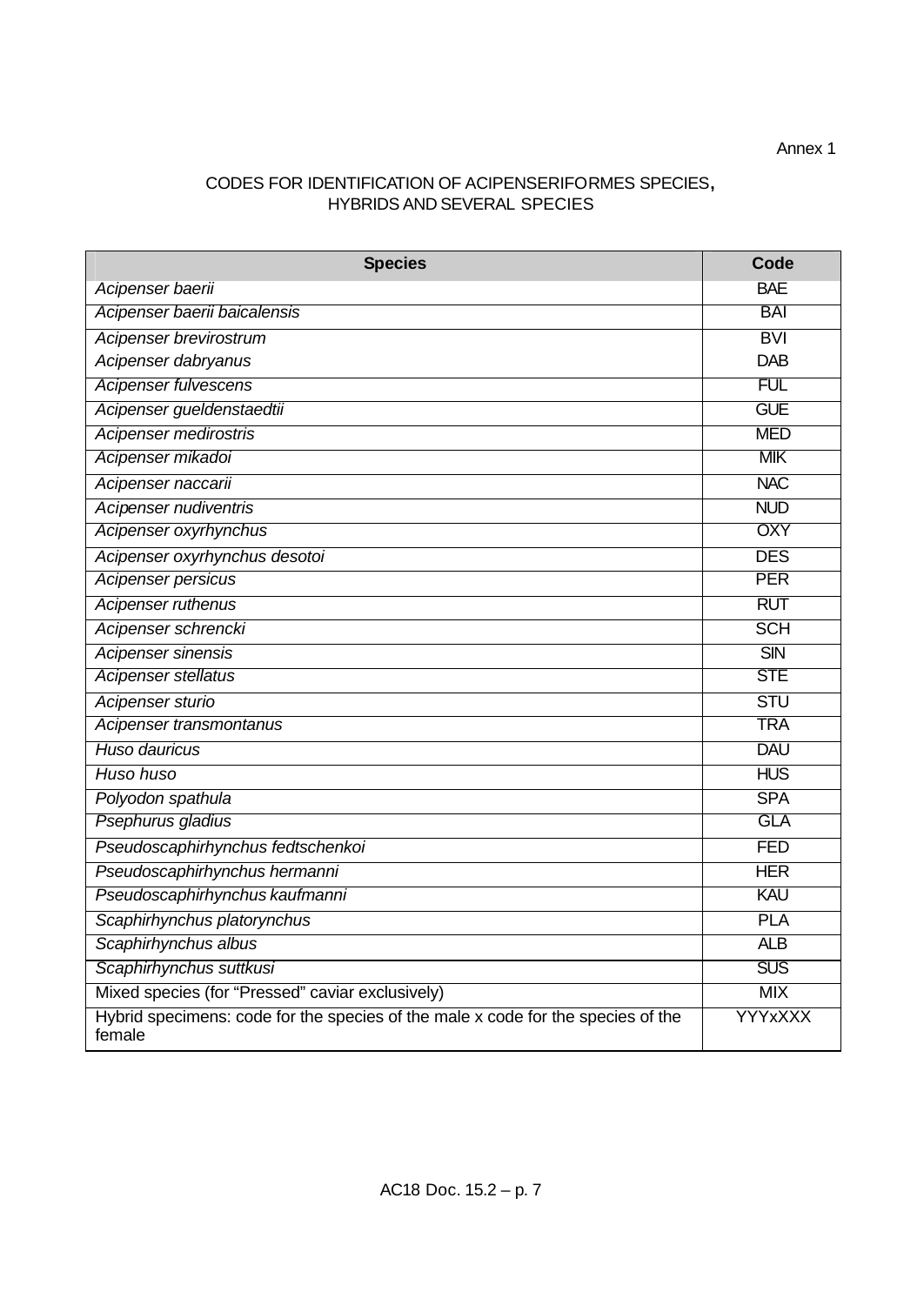Annex 1

## CODES FOR IDENTIFICATION OF ACIPENSERIFORMES SPECIES, HYBRIDS AND SEVERAL SPECIES

| Species | Code |
|---|---|
| *Acipenser baerii* | BAE |
| *Acipenser baerii baicalensis* | BAI |
| *Acipenser brevirostrum* | BVI |
| *Acipenser dabryanus* | DAB |
| *Acipenser fulvescens* | FUL |
| *Acipenser gueldenstaedtii* | GUE |
| *Acipenser medirostris* | MED |
| *Acipenser mikadoi* | MIK |
| *Acipenser naccarii* | NAC |
| *Acipenser nudiventris* | NUD |
| *Acipenser oxyrhynchus* | OXY |
| *Acipenser oxyrhynchus desotoi* | DES |
| *Acipenser persicus* | PER |
| *Acipenser ruthenus* | RUT |
| *Acipenser schrencki* | SCH |
| *Acipenser sinensis* | SIN |
| *Acipenser stellatus* | STE |
| *Acipenser sturio* | STU |
| *Acipenser transmontanus* | TRA |
| *Huso dauricus* | DAU |
| *Huso huso* | HUS |
| *Polyodon spathula* | SPA |
| *Psephurus gladius* | GLA |
| *Pseudoscaphirhynchus fedtschenkoi* | FED |
| *Pseudoscaphirhynchus hermanni* | HER |
| *Pseudoscaphirhynchus kaufmanni* | KAU |
| *Scaphirhynchus platorynchus* | PLA |
| *Scaphirhynchus albus* | ALB |
| *Scaphirhynchus suttkusi* | SUS |
| Mixed species (for "Pressed" caviar exclusively) | MIX |
| Hybrid specimens: code for the species of the male x code for the species of the female | YYYxXXX |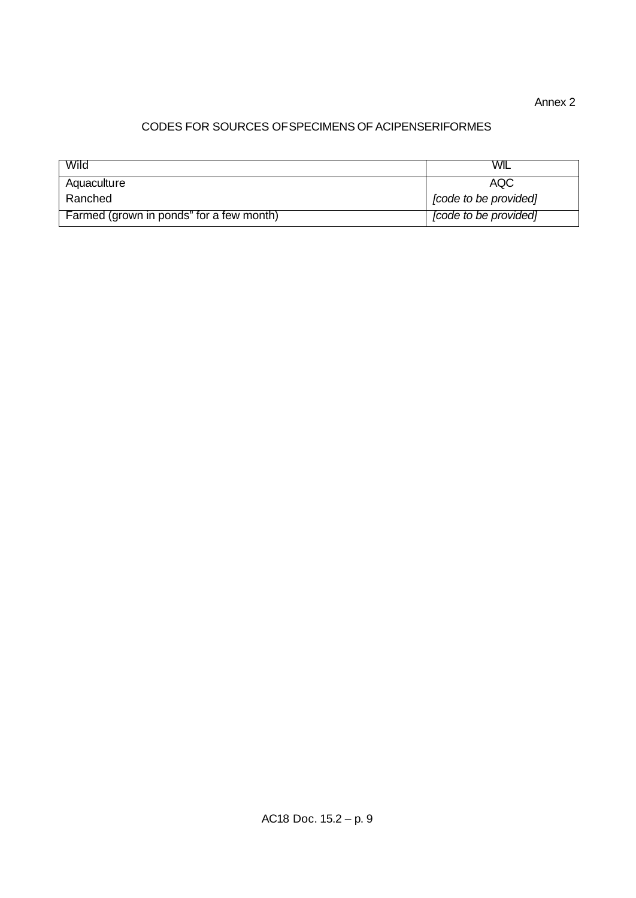Annex 2

## CODES FOR SOURCES OF SPECIMENS OF ACIPENSERIFORMES

| | |
|---|---|
| Wild | WIL |
| Aquaculture<br>Ranched | AQC<br>*[code to be provided]* |
| Farmed (grown in ponds" for a few month) | *[code to be provided]* |